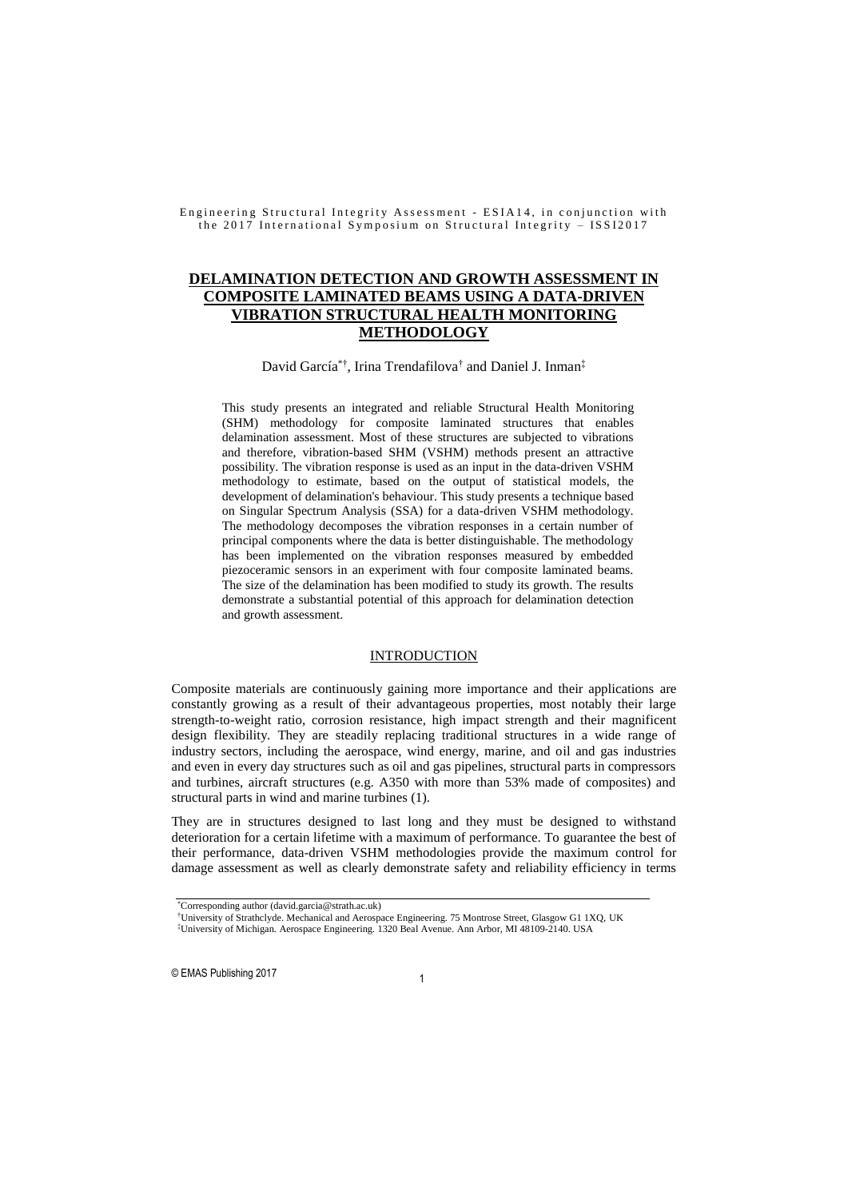Engineering Structural Integrity Assessment - ESIA14, in conjunction with the 2017 International Symposium on Structural Integrity – ISSI2017

# DELAMINATION DETECTION AND GROWTH ASSESSMENT IN COMPOSITE LAMINATED BEAMS USING A DATA-DRIVEN VIBRATION STRUCTURAL HEALTH MONITORING METHODOLOGY

David García[*†], Irina Trendafilova[†] and Daniel J. Inman[‡]

This study presents an integrated and reliable Structural Health Monitoring (SHM) methodology for composite laminated structures that enables delamination assessment. Most of these structures are subjected to vibrations and therefore, vibration-based SHM (VSHM) methods present an attractive possibility. The vibration response is used as an input in the data-driven VSHM methodology to estimate, based on the output of statistical models, the development of delamination's behaviour. This study presents a technique based on Singular Spectrum Analysis (SSA) for a data-driven VSHM methodology. The methodology decomposes the vibration responses in a certain number of principal components where the data is better distinguishable. The methodology has been implemented on the vibration responses measured by embedded piezoceramic sensors in an experiment with four composite laminated beams. The size of the delamination has been modified to study its growth. The results demonstrate a substantial potential of this approach for delamination detection and growth assessment.

## INTRODUCTION

Composite materials are continuously gaining more importance and their applications are constantly growing as a result of their advantageous properties, most notably their large strength-to-weight ratio, corrosion resistance, high impact strength and their magnificent design flexibility. They are steadily replacing traditional structures in a wide range of industry sectors, including the aerospace, wind energy, marine, and oil and gas industries and even in every day structures such as oil and gas pipelines, structural parts in compressors and turbines, aircraft structures (e.g. A350 with more than 53% made of composites) and structural parts in wind and marine turbines (1).

They are in structures designed to last long and they must be designed to withstand deterioration for a certain lifetime with a maximum of performance. To guarantee the best of their performance, data-driven VSHM methodologies provide the maximum control for damage assessment as well as clearly demonstrate safety and reliability efficiency in terms

[*]Corresponding author (david.garcia@strath.ac.uk)
[†]University of Strathclyde. Mechanical and Aerospace Engineering. 75 Montrose Street, Glasgow G1 1XQ, UK
[‡]University of Michigan. Aerospace Engineering. 1320 Beal Avenue. Ann Arbor, MI 48109-2140. USA

© EMAS Publishing 2017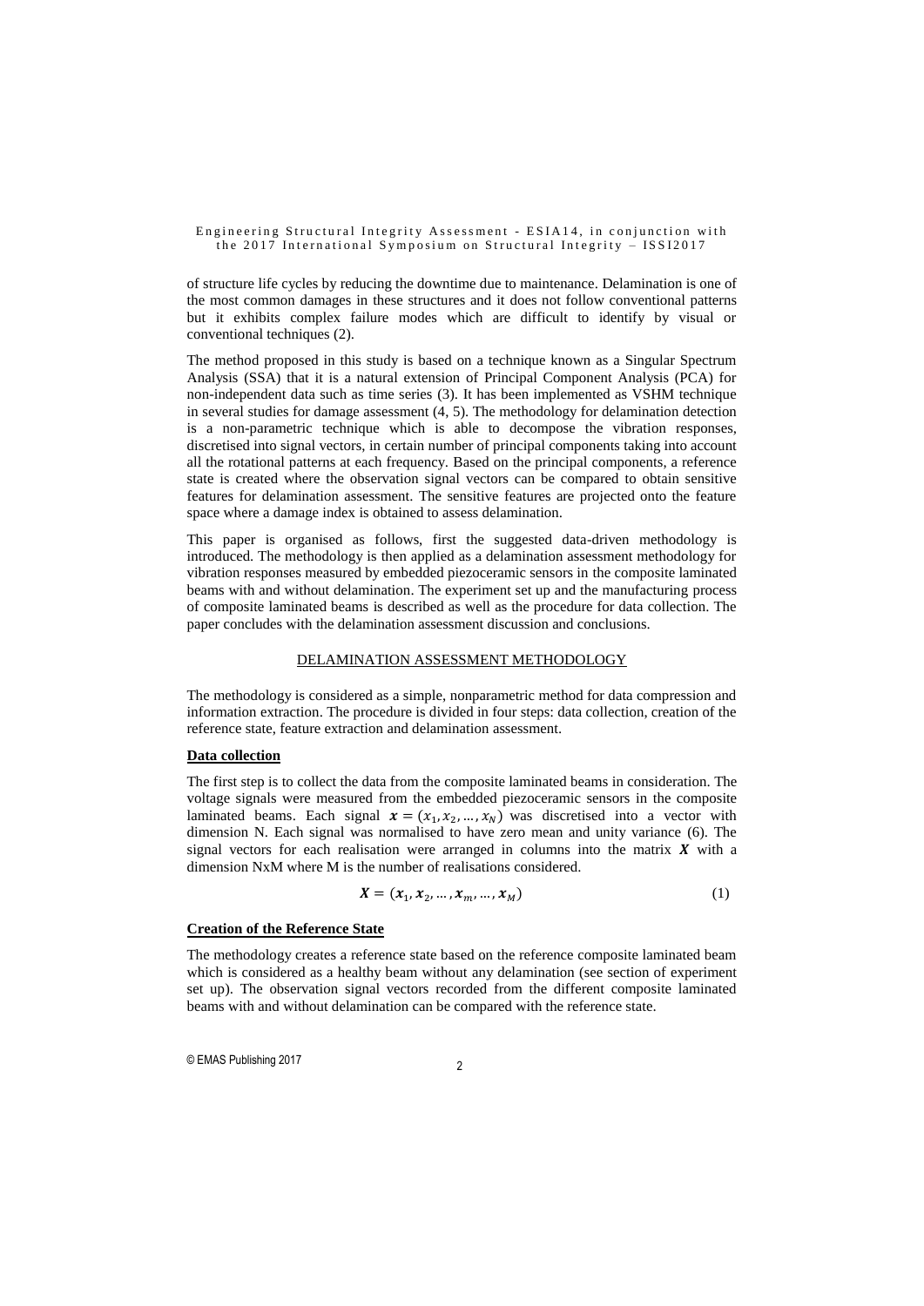of structure life cycles by reducing the downtime due to maintenance. Delamination is one of the most common damages in these structures and it does not follow conventional patterns but it exhibits complex failure modes which are difficult to identify by visual or conventional techniques (2).

The method proposed in this study is based on a technique known as a Singular Spectrum Analysis (SSA) that it is a natural extension of Principal Component Analysis (PCA) for non-independent data such as time series (3). It has been implemented as VSHM technique in several studies for damage assessment (4, 5). The methodology for delamination detection is a non-parametric technique which is able to decompose the vibration responses, discretised into signal vectors, in certain number of principal components taking into account all the rotational patterns at each frequency. Based on the principal components, a reference state is created where the observation signal vectors can be compared to obtain sensitive features for delamination assessment. The sensitive features are projected onto the feature space where a damage index is obtained to assess delamination.

This paper is organised as follows, first the suggested data-driven methodology is introduced. The methodology is then applied as a delamination assessment methodology for vibration responses measured by embedded piezoceramic sensors in the composite laminated beams with and without delamination. The experiment set up and the manufacturing process of composite laminated beams is described as well as the procedure for data collection. The paper concludes with the delamination assessment discussion and conclusions.

## DELAMINATION ASSESSMENT METHODOLOGY

The methodology is considered as a simple, nonparametric method for data compression and information extraction. The procedure is divided in four steps: data collection, creation of the reference state, feature extraction and delamination assessment.

### Data collection

The first step is to collect the data from the composite laminated beams in consideration. The voltage signals were measured from the embedded piezoceramic sensors in the composite laminated beams. Each signal $\boldsymbol{x} = (x_1, x_2, \dots, x_N)$ was discretised into a vector with dimension N. Each signal was normalised to have zero mean and unity variance (6). The signal vectors for each realisation were arranged in columns into the matrix $\boldsymbol{X}$ with a dimension NxM where M is the number of realisations considered.

$$\boldsymbol{X} = (\boldsymbol{x}_1, \boldsymbol{x}_2, \dots, \boldsymbol{x}_m, \dots, \boldsymbol{x}_M) \tag{1}$$

### Creation of the Reference State

The methodology creates a reference state based on the reference composite laminated beam which is considered as a healthy beam without any delamination (see section of experiment set up). The observation signal vectors recorded from the different composite laminated beams with and without delamination can be compared with the reference state.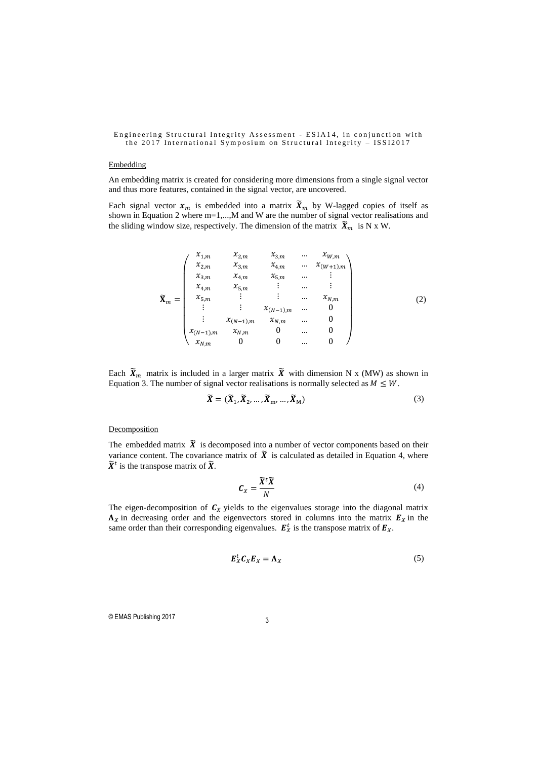Embedding

An embedding matrix is created for considering more dimensions from a single signal vector and thus more features, contained in the signal vector, are uncovered.

Each signal vector $\boldsymbol{x}_m$ is embedded into a matrix $\widetilde{\boldsymbol{X}}_m$ by W-lagged copies of itself as shown in Equation 2 where m=1,...,M and W are the number of signal vector realisations and the sliding window size, respectively. The dimension of the matrix $\widetilde{\boldsymbol{X}}_m$ is N x W.

$$
\widetilde{\mathbf{X}}_m = \begin{pmatrix}
x_{1,m} & x_{2,m} & x_{3,m} & \dots & x_{W,m} \\
x_{2,m} & x_{3,m} & x_{4,m} & \dots & x_{(W+1),m} \\
x_{3,m} & x_{4,m} & x_{5,m} & \dots & \vdots \\
x_{4,m} & x_{5,m} & \vdots & \dots & \vdots \\
x_{5,m} & \vdots & \vdots & \dots & x_{N,m} \\
\vdots & \vdots & x_{(N-1),m} & \dots & 0 \\
\vdots & x_{(N-1),m} & x_{N,m} & \dots & 0 \\
x_{(N-1),m} & x_{N,m} & 0 & \dots & 0 \\
x_{N,m} & 0 & 0 & \dots & 0
\end{pmatrix} \tag{2}
$$

Each $\widetilde{\boldsymbol{X}}_m$ matrix is included in a larger matrix $\widetilde{\boldsymbol{X}}$ with dimension N x (MW) as shown in Equation 3. The number of signal vector realisations is normally selected as $M \leq W$.

$$
\widetilde{\boldsymbol{X}} = (\widetilde{\boldsymbol{X}}_1, \widetilde{\boldsymbol{X}}_2, \dots, \widetilde{\boldsymbol{X}}_m, \dots, \widetilde{\boldsymbol{X}}_M) \tag{3}
$$

Decomposition

The embedded matrix $\widetilde{\boldsymbol{X}}$ is decomposed into a number of vector components based on their variance content. The covariance matrix of $\widetilde{\boldsymbol{X}}$ is calculated as detailed in Equation 4, where $\widetilde{\boldsymbol{X}}^t$ is the transpose matrix of $\widetilde{\boldsymbol{X}}$.

$$
\boldsymbol{C}_X = \frac{\widetilde{\boldsymbol{X}}^t \widetilde{\boldsymbol{X}}}{N} \tag{4}
$$

The eigen-decomposition of $\boldsymbol{C}_X$ yields to the eigenvalues storage into the diagonal matrix $\boldsymbol{\Lambda}_X$ in decreasing order and the eigenvectors stored in columns into the matrix $\boldsymbol{E}_X$ in the same order than their corresponding eigenvalues. $\boldsymbol{E}_X^t$ is the transpose matrix of $\boldsymbol{E}_X$.

$$
\boldsymbol{E}_X^t \boldsymbol{C}_X \boldsymbol{E}_X = \boldsymbol{\Lambda}_X \tag{5}
$$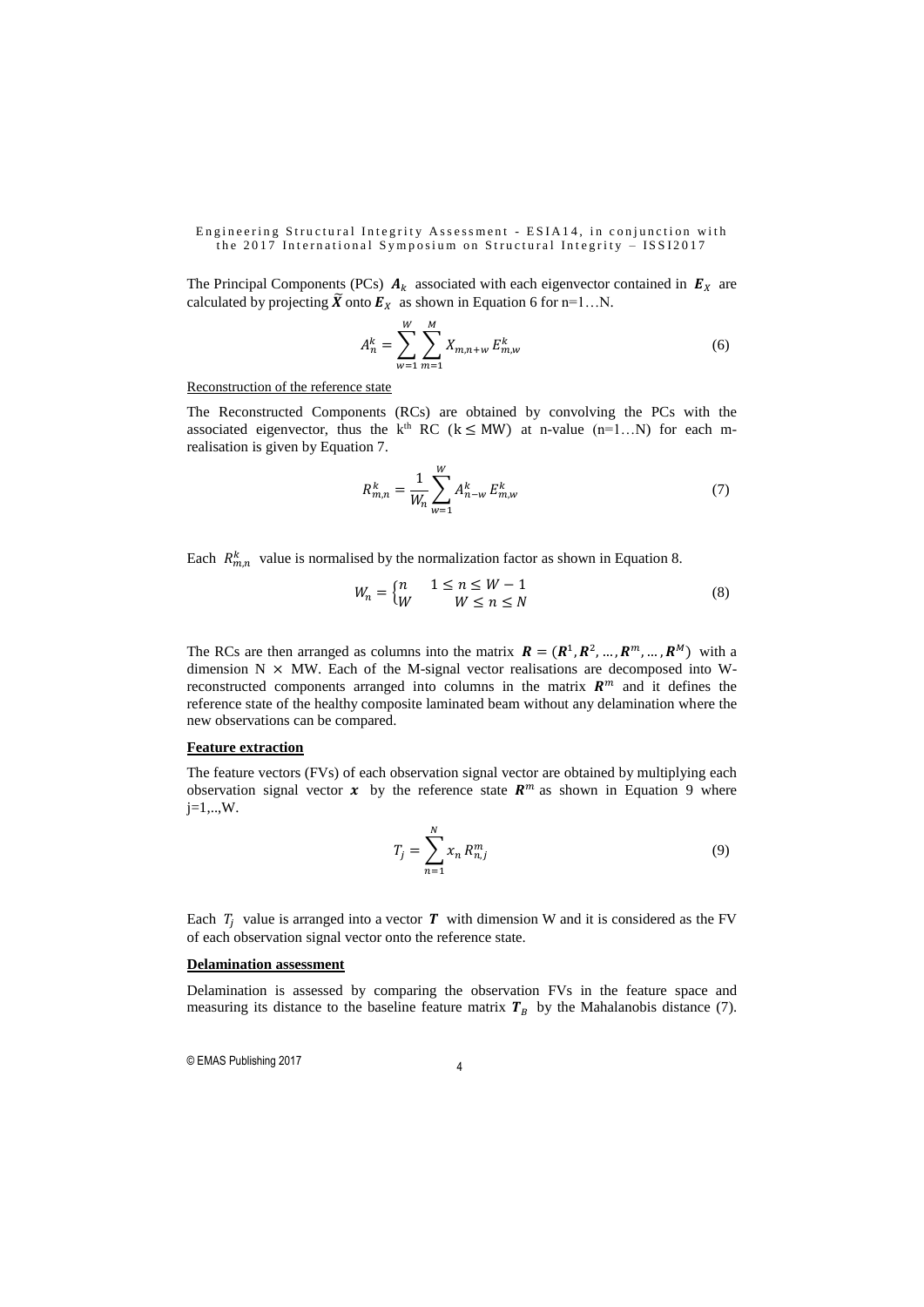The Principal Components (PCs) $\boldsymbol{A}_k$ associated with each eigenvector contained in $\boldsymbol{E}_X$ are calculated by projecting $\widetilde{\boldsymbol{X}}$ onto $\boldsymbol{E}_X$ as shown in Equation 6 for n=1…N.

$$A_n^k = \sum_{w=1}^{W} \sum_{m=1}^{M} X_{m,n+w} \, E_{m,w}^k \tag{6}$$

Reconstruction of the reference state

The Reconstructed Components (RCs) are obtained by convolving the PCs with the associated eigenvector, thus the k[th] RC ($k \leq MW$) at n-value (n=1…N) for each m-realisation is given by Equation 7.

$$R_{m,n}^k = \frac{1}{W_n} \sum_{w=1}^{W} A_{n-w}^k \, E_{m,w}^k \tag{7}$$

Each $R_{m,n}^k$ value is normalised by the normalization factor as shown in Equation 8.

$$W_n = \begin{cases} n & 1 \leq n \leq W-1 \\ W & W \leq n \leq N \end{cases} \tag{8}$$

The RCs are then arranged as columns into the matrix $\boldsymbol{R} = (\boldsymbol{R}^1, \boldsymbol{R}^2, \ldots, \boldsymbol{R}^m, \ldots, \boldsymbol{R}^M)$ with a dimension N × MW. Each of the M-signal vector realisations are decomposed into W-reconstructed components arranged into columns in the matrix $\boldsymbol{R}^m$ and it defines the reference state of the healthy composite laminated beam without any delamination where the new observations can be compared.

**Feature extraction**

The feature vectors (FVs) of each observation signal vector are obtained by multiplying each observation signal vector $\boldsymbol{x}$ by the reference state $\boldsymbol{R}^m$ as shown in Equation 9 where j=1,..,W.

$$T_j = \sum_{n=1}^{N} x_n \, R_{n,j}^m \tag{9}$$

Each $T_j$ value is arranged into a vector $\boldsymbol{T}$ with dimension W and it is considered as the FV of each observation signal vector onto the reference state.

**Delamination assessment**

Delamination is assessed by comparing the observation FVs in the feature space and measuring its distance to the baseline feature matrix $\boldsymbol{T}_B$ by the Mahalanobis distance (7).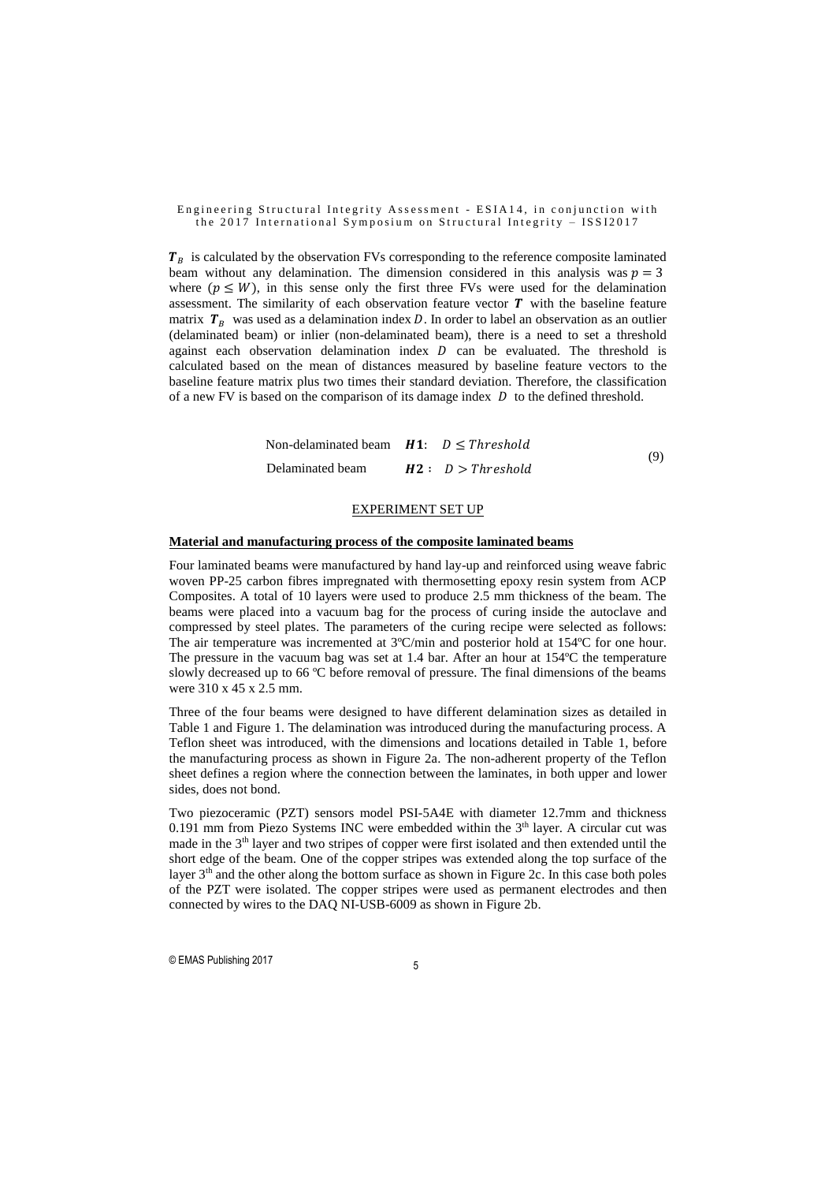$\boldsymbol{T}_B$ is calculated by the observation FVs corresponding to the reference composite laminated beam without any delamination. The dimension considered in this analysis was $p = 3$ where ($p \leq W$), in this sense only the first three FVs were used for the delamination assessment. The similarity of each observation feature vector $\boldsymbol{T}$ with the baseline feature matrix $\boldsymbol{T}_B$ was used as a delamination index $D$. In order to label an observation as an outlier (delaminated beam) or inlier (non-delaminated beam), there is a need to set a threshold against each observation delamination index $D$ can be evaluated. The threshold is calculated based on the mean of distances measured by baseline feature vectors to the baseline feature matrix plus two times their standard deviation. Therefore, the classification of a new FV is based on the comparison of its damage index $D$ to the defined threshold.

$$
\begin{array}{lll}
\text{Non-delaminated beam} & \boldsymbol{H1}: & D \leq Threshold \\
\text{Delaminated beam} & \boldsymbol{H2}: & D > Threshold
\end{array}
\qquad (9)
$$

## EXPERIMENT SET UP

### Material and manufacturing process of the composite laminated beams

Four laminated beams were manufactured by hand lay-up and reinforced using weave fabric woven PP-25 carbon fibres impregnated with thermosetting epoxy resin system from ACP Composites. A total of 10 layers were used to produce 2.5 mm thickness of the beam. The beams were placed into a vacuum bag for the process of curing inside the autoclave and compressed by steel plates. The parameters of the curing recipe were selected as follows: The air temperature was incremented at 3ºC/min and posterior hold at 154ºC for one hour. The pressure in the vacuum bag was set at 1.4 bar. After an hour at 154ºC the temperature slowly decreased up to 66 ºC before removal of pressure. The final dimensions of the beams were 310 x 45 x 2.5 mm.

Three of the four beams were designed to have different delamination sizes as detailed in Table 1 and Figure 1. The delamination was introduced during the manufacturing process. A Teflon sheet was introduced, with the dimensions and locations detailed in Table 1, before the manufacturing process as shown in Figure 2a. The non-adherent property of the Teflon sheet defines a region where the connection between the laminates, in both upper and lower sides, does not bond.

Two piezoceramic (PZT) sensors model PSI-5A4E with diameter 12.7mm and thickness 0.191 mm from Piezo Systems INC were embedded within the 3rd layer. A circular cut was made in the 3rd layer and two stripes of copper were first isolated and then extended until the short edge of the beam. One of the copper stripes was extended along the top surface of the layer 3th and the other along the bottom surface as shown in Figure 2c. In this case both poles of the PZT were isolated. The copper stripes were used as permanent electrodes and then connected by wires to the DAQ NI-USB-6009 as shown in Figure 2b.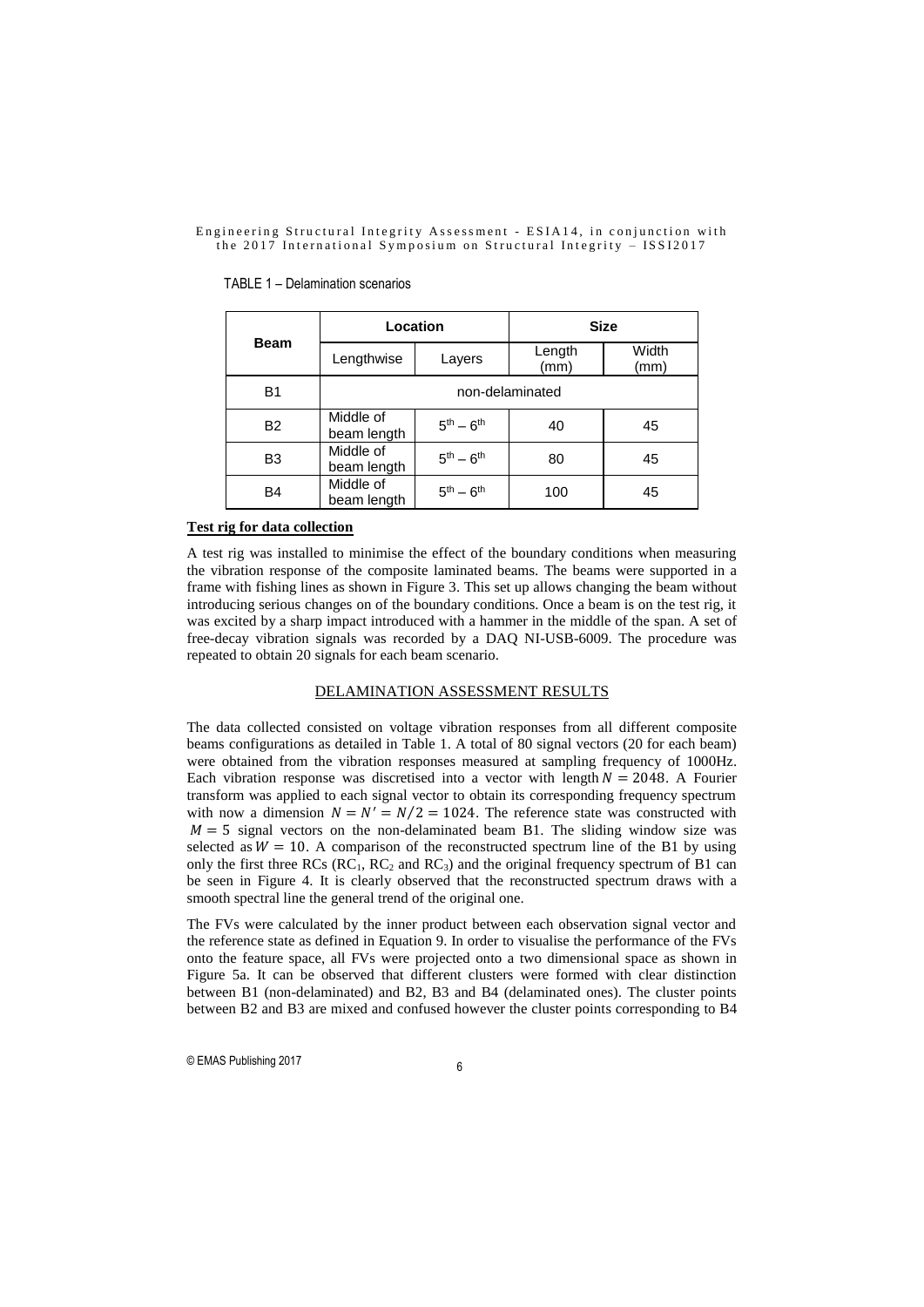TABLE 1 – Delamination scenarios

| Beam | Location | | Size | |
|---|---|---|---|---|
| | Lengthwise | Layers | Length (mm) | Width (mm) |
| B1 | non-delaminated | | | |
| B2 | Middle of beam length | $5^{th} – 6^{th}$ | 40 | 45 |
| B3 | Middle of beam length | $5^{th} – 6^{th}$ | 80 | 45 |
| B4 | Middle of beam length | $5^{th} – 6^{th}$ | 100 | 45 |

**Test rig for data collection**

A test rig was installed to minimise the effect of the boundary conditions when measuring the vibration response of the composite laminated beams. The beams were supported in a frame with fishing lines as shown in Figure 3. This set up allows changing the beam without introducing serious changes on of the boundary conditions. Once a beam is on the test rig, it was excited by a sharp impact introduced with a hammer in the middle of the span. A set of free-decay vibration signals was recorded by a DAQ NI-USB-6009. The procedure was repeated to obtain 20 signals for each beam scenario.

## DELAMINATION ASSESSMENT RESULTS

The data collected consisted on voltage vibration responses from all different composite beams configurations as detailed in Table 1. A total of 80 signal vectors (20 for each beam) were obtained from the vibration responses measured at sampling frequency of 1000Hz. Each vibration response was discretised into a vector with length $N = 2048$. A Fourier transform was applied to each signal vector to obtain its corresponding frequency spectrum with now a dimension $N = N' = N/2 = 1024$. The reference state was constructed with $M = 5$ signal vectors on the non-delaminated beam B1. The sliding window size was selected as $W = 10$. A comparison of the reconstructed spectrum line of the B1 by using only the first three RCs ($RC_1$, $RC_2$ and $RC_3$) and the original frequency spectrum of B1 can be seen in Figure 4. It is clearly observed that the reconstructed spectrum draws with a smooth spectral line the general trend of the original one.

The FVs were calculated by the inner product between each observation signal vector and the reference state as defined in Equation 9. In order to visualise the performance of the FVs onto the feature space, all FVs were projected onto a two dimensional space as shown in Figure 5a. It can be observed that different clusters were formed with clear distinction between B1 (non-delaminated) and B2, B3 and B4 (delaminated ones). The cluster points between B2 and B3 are mixed and confused however the cluster points corresponding to B4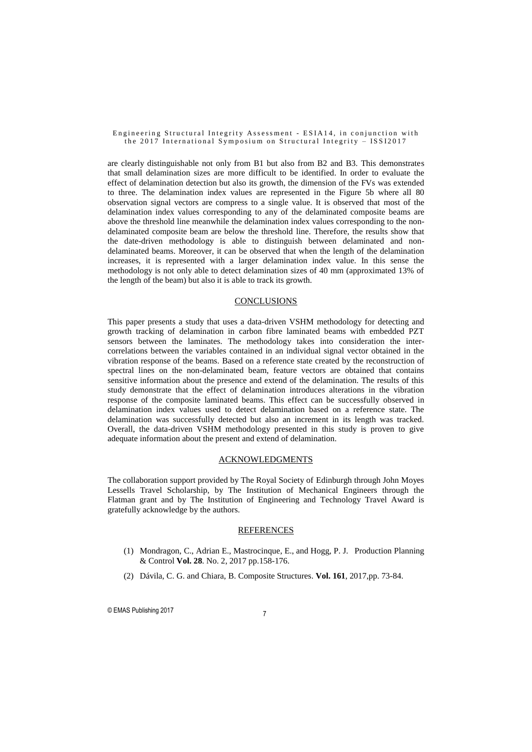are clearly distinguishable not only from B1 but also from B2 and B3. This demonstrates that small delamination sizes are more difficult to be identified. In order to evaluate the effect of delamination detection but also its growth, the dimension of the FVs was extended to three. The delamination index values are represented in the Figure 5b where all 80 observation signal vectors are compress to a single value. It is observed that most of the delamination index values corresponding to any of the delaminated composite beams are above the threshold line meanwhile the delamination index values corresponding to the non-delaminated composite beam are below the threshold line. Therefore, the results show that the date-driven methodology is able to distinguish between delaminated and non-delaminated beams. Moreover, it can be observed that when the length of the delamination increases, it is represented with a larger delamination index value. In this sense the methodology is not only able to detect delamination sizes of 40 mm (approximated 13% of the length of the beam) but also it is able to track its growth.

## CONCLUSIONS

This paper presents a study that uses a data-driven VSHM methodology for detecting and growth tracking of delamination in carbon fibre laminated beams with embedded PZT sensors between the laminates. The methodology takes into consideration the inter-correlations between the variables contained in an individual signal vector obtained in the vibration response of the beams. Based on a reference state created by the reconstruction of spectral lines on the non-delaminated beam, feature vectors are obtained that contains sensitive information about the presence and extend of the delamination. The results of this study demonstrate that the effect of delamination introduces alterations in the vibration response of the composite laminated beams. This effect can be successfully observed in delamination index values used to detect delamination based on a reference state. The delamination was successfully detected but also an increment in its length was tracked. Overall, the data-driven VSHM methodology presented in this study is proven to give adequate information about the present and extend of delamination.

## ACKNOWLEDGMENTS

The collaboration support provided by The Royal Society of Edinburgh through John Moyes Lessells Travel Scholarship, by The Institution of Mechanical Engineers through the Flatman grant and by The Institution of Engineering and Technology Travel Award is gratefully acknowledge by the authors.

## REFERENCES

(1) Mondragon, C., Adrian E., Mastrocinque, E., and Hogg, P. J. Production Planning & Control **Vol. 28**. No. 2, 2017 pp.158-176.

(2) Dávila, C. G. and Chiara, B. Composite Structures. **Vol. 161**, 2017,pp. 73-84.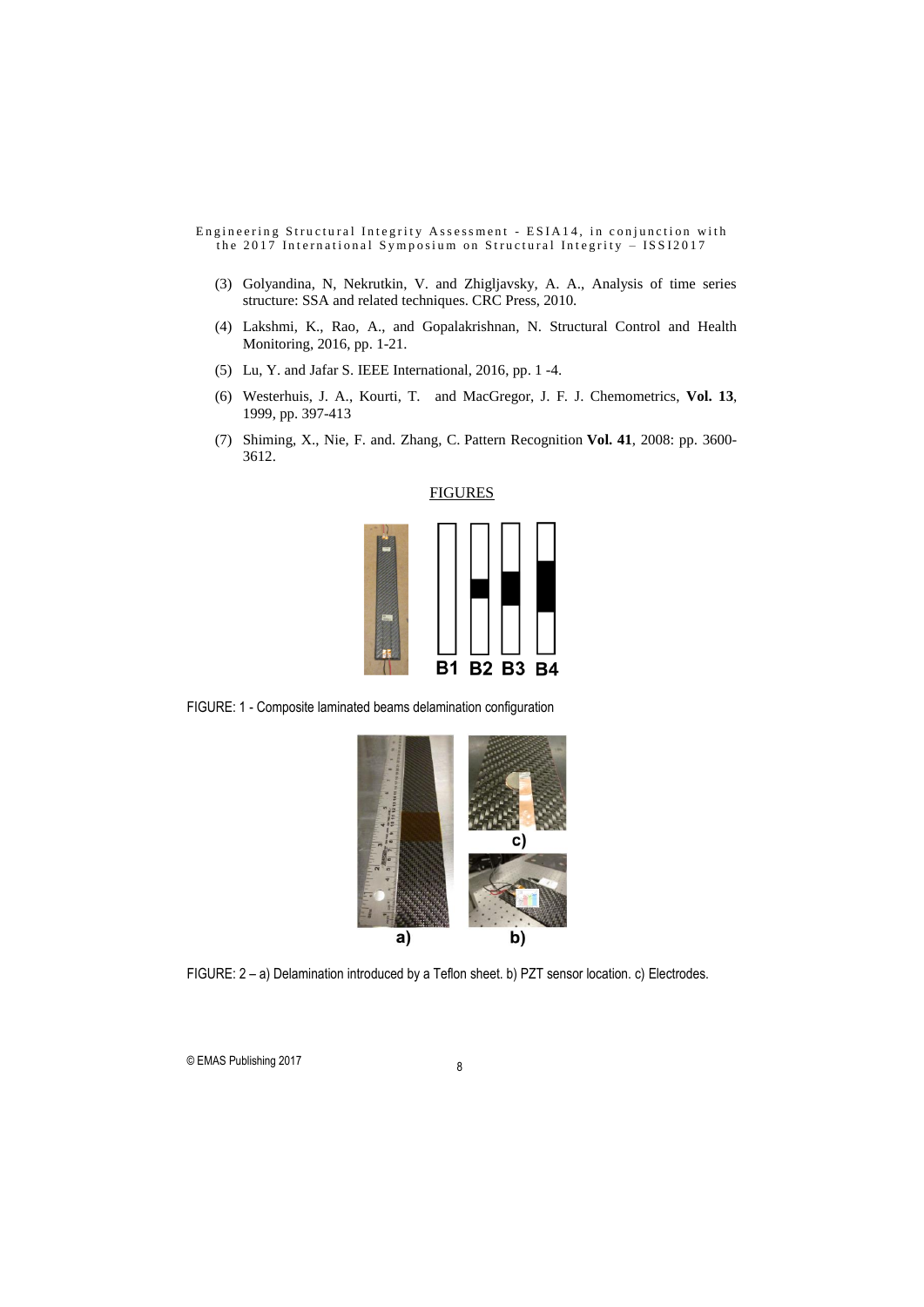(3) Golyandina, N, Nekrutkin, V. and Zhigljavsky, A. A., Analysis of time series structure: SSA and related techniques. CRC Press, 2010.

(4) Lakshmi, K., Rao, A., and Gopalakrishnan, N. Structural Control and Health Monitoring, 2016, pp. 1-21.

(5) Lu, Y. and Jafar S. IEEE International, 2016, pp. 1 -4.

(6) Westerhuis, J. A., Kourti, T. and MacGregor, J. F. J. Chemometrics, **Vol. 13**, 1999, pp. 397-413

(7) Shiming, X., Nie, F. and. Zhang, C. Pattern Recognition **Vol. 41**, 2008: pp. 3600-3612.

## FIGURES

FIGURE: 1 - Composite laminated beams delamination configuration

FIGURE: 2 – a) Delamination introduced by a Teflon sheet. b) PZT sensor location. c) Electrodes.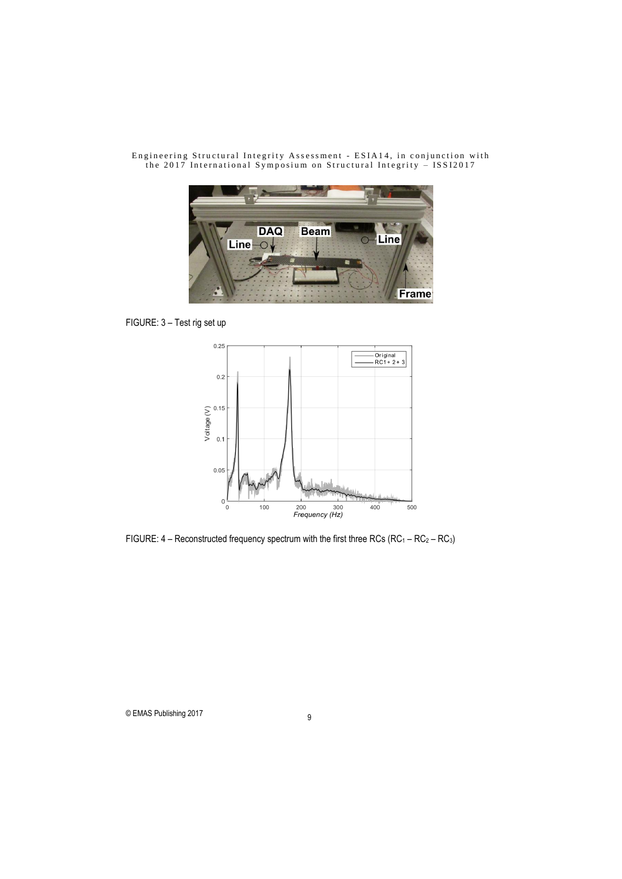FIGURE: 3 – Test rig set up

FIGURE: 4 – Reconstructed frequency spectrum with the first three RCs ($RC_1$ – $RC_2$ – $RC_3$)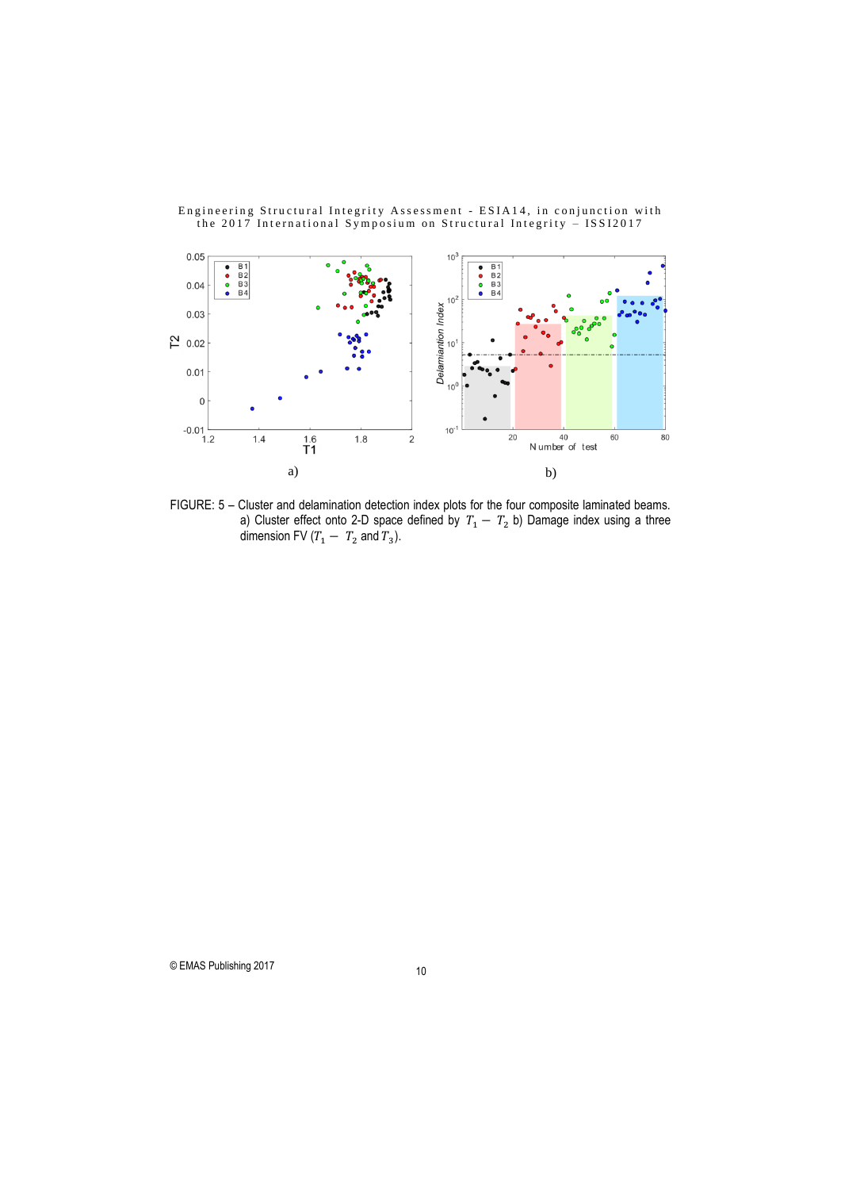B1
B2
B3
B4

0.05
0.04
0.03
0.02
0.01
0
-0.01

T2

1.2 1.4 1.6 1.8 2

T1

a)

$10^3$
$10^2$
$10^1$
$10^0$
$10^{-1}$

Delamiantion Index

20 40 60 80

Number of test

b)

FIGURE: 5 – Cluster and delamination detection index plots for the four composite laminated beams. a) Cluster effect onto 2-D space defined by $T_1 - T_2$ b) Damage index using a three dimension FV ($T_1 - T_2$ and $T_3$).

© EMAS Publishing 2017